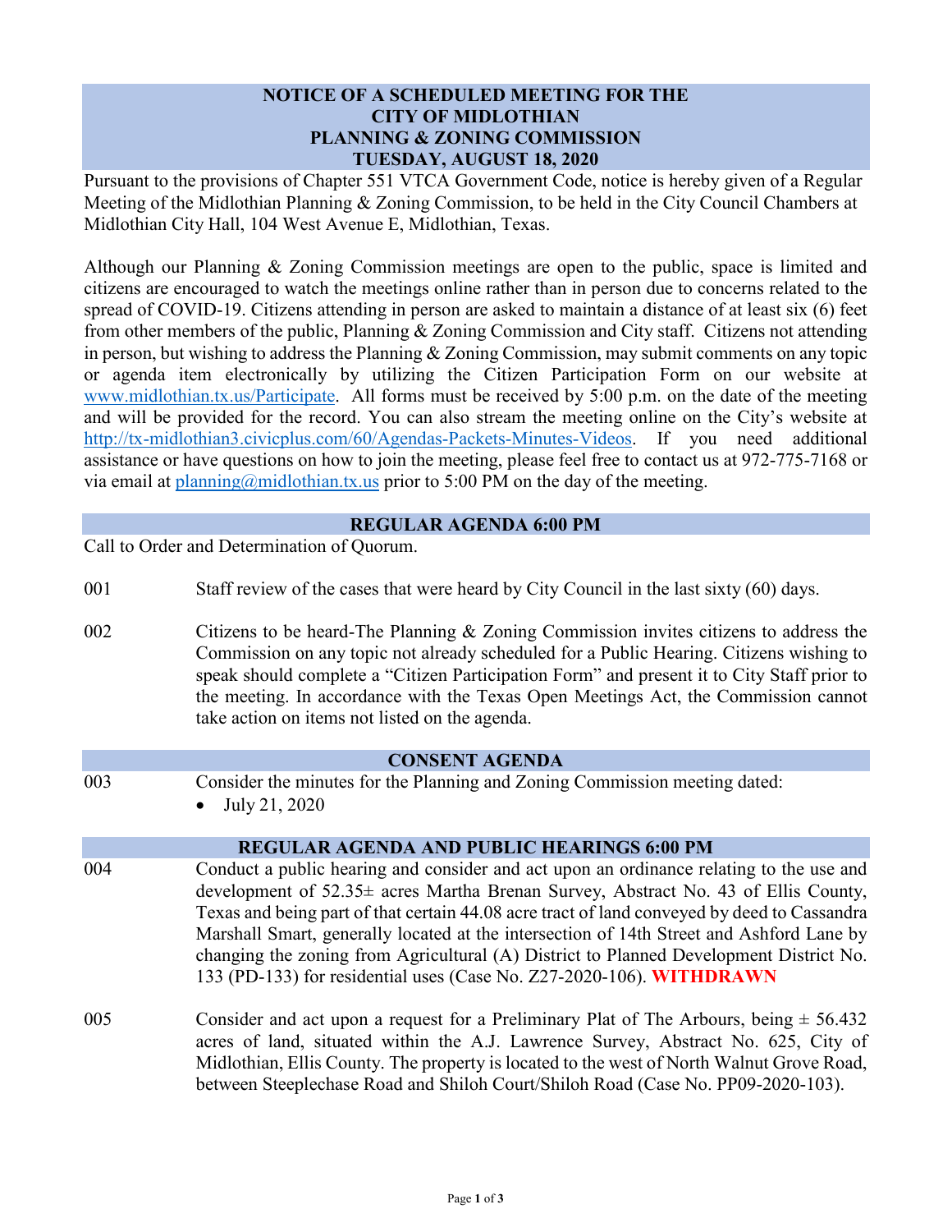# NOTICE OF A SCHEDULED MEETING FOR THE CITY OF MIDLOTHIAN PLANNING & ZONING COMMISSION TUESDAY, AUGUST 18, 2020

Pursuant to the provisions of Chapter 551 VTCA Government Code, notice is hereby given of a Regular Meeting of the Midlothian Planning & Zoning Commission, to be held in the City Council Chambers at Midlothian City Hall, 104 West Avenue E, Midlothian, Texas.

Although our Planning & Zoning Commission meetings are open to the public, space is limited and citizens are encouraged to watch the meetings online rather than in person due to concerns related to the spread of COVID-19. Citizens attending in person are asked to maintain a distance of at least six (6) feet from other members of the public, Planning & Zoning Commission and City staff. Citizens not attending in person, but wishing to address the Planning & Zoning Commission, may submit comments on any topic or agenda item electronically by utilizing the Citizen Participation Form on our website at www.midlothian.tx.us/Participate. All forms must be received by 5:00 p.m. on the date of the meeting and will be provided for the record. You can also stream the meeting online on the City's website at http://tx-midlothian3.civicplus.com/60/Agendas-Packets-Minutes-Videos. If you need additional assistance or have questions on how to join the meeting, please feel free to contact us at 972-775-7168 or via email at planning@midlothian.tx.us prior to 5:00 PM on the day of the meeting.

## REGULAR AGENDA 6:00 PM

Call to Order and Determination of Quorum.

001 Staff review of the cases that were heard by City Council in the last sixty (60) days.

002 Citizens to be heard-The Planning & Zoning Commission invites citizens to address the Commission on any topic not already scheduled for a Public Hearing. Citizens wishing to speak should complete a "Citizen Participation Form" and present it to City Staff prior to the meeting. In accordance with the Texas Open Meetings Act, the Commission cannot take action on items not listed on the agenda.

## CONSENT AGENDA

003 Consider the minutes for the Planning and Zoning Commission meeting dated:

- July 21, 2020

## REGULAR AGENDA AND PUBLIC HEARINGS 6:00 PM

004 Conduct a public hearing and consider and act upon an ordinance relating to the use and development of 52.35± acres Martha Brenan Survey, Abstract No. 43 of Ellis County, Texas and being part of that certain 44.08 acre tract of land conveyed by deed to Cassandra Marshall Smart, generally located at the intersection of 14th Street and Ashford Lane by changing the zoning from Agricultural (A) District to Planned Development District No. 133 (PD-133) for residential uses (Case No. Z27-2020-106). **WITHDRAWN**

005 Consider and act upon a request for a Preliminary Plat of The Arbours, being ± 56.432 acres of land, situated within the A.J. Lawrence Survey, Abstract No. 625, City of Midlothian, Ellis County. The property is located to the west of North Walnut Grove Road, between Steeplechase Road and Shiloh Court/Shiloh Road (Case No. PP09-2020-103).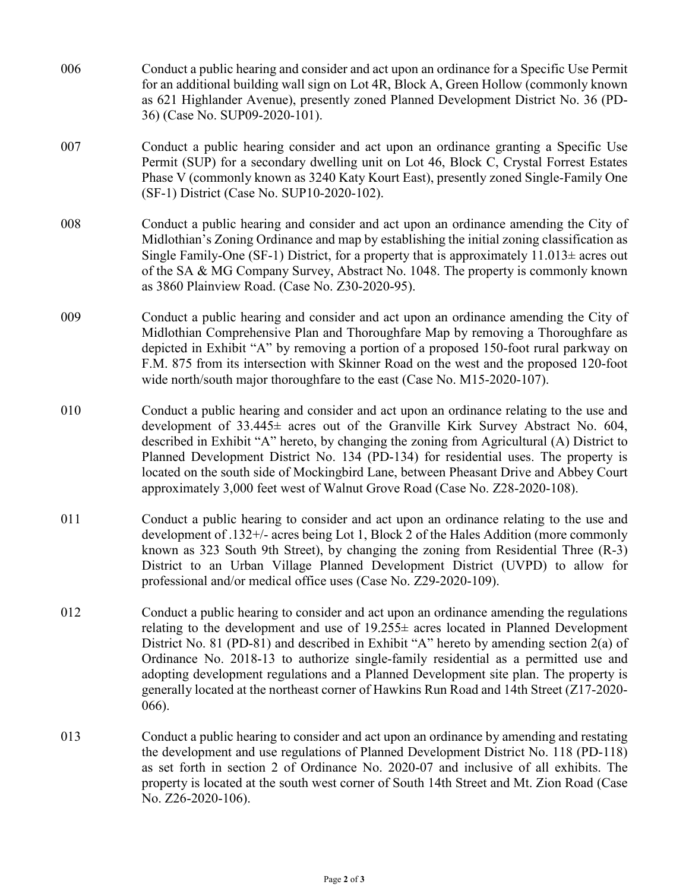006 Conduct a public hearing and consider and act upon an ordinance for a Specific Use Permit for an additional building wall sign on Lot 4R, Block A, Green Hollow (commonly known as 621 Highlander Avenue), presently zoned Planned Development District No. 36 (PD-36) (Case No. SUP09-2020-101).

007 Conduct a public hearing consider and act upon an ordinance granting a Specific Use Permit (SUP) for a secondary dwelling unit on Lot 46, Block C, Crystal Forrest Estates Phase V (commonly known as 3240 Katy Kourt East), presently zoned Single-Family One (SF-1) District (Case No. SUP10-2020-102).

008 Conduct a public hearing and consider and act upon an ordinance amending the City of Midlothian's Zoning Ordinance and map by establishing the initial zoning classification as Single Family-One (SF-1) District, for a property that is approximately 11.013± acres out of the SA & MG Company Survey, Abstract No. 1048. The property is commonly known as 3860 Plainview Road. (Case No. Z30-2020-95).

009 Conduct a public hearing and consider and act upon an ordinance amending the City of Midlothian Comprehensive Plan and Thoroughfare Map by removing a Thoroughfare as depicted in Exhibit "A" by removing a portion of a proposed 150-foot rural parkway on F.M. 875 from its intersection with Skinner Road on the west and the proposed 120-foot wide north/south major thoroughfare to the east (Case No. M15-2020-107).

010 Conduct a public hearing and consider and act upon an ordinance relating to the use and development of 33.445± acres out of the Granville Kirk Survey Abstract No. 604, described in Exhibit "A" hereto, by changing the zoning from Agricultural (A) District to Planned Development District No. 134 (PD-134) for residential uses. The property is located on the south side of Mockingbird Lane, between Pheasant Drive and Abbey Court approximately 3,000 feet west of Walnut Grove Road (Case No. Z28-2020-108).

011 Conduct a public hearing to consider and act upon an ordinance relating to the use and development of .132+/- acres being Lot 1, Block 2 of the Hales Addition (more commonly known as 323 South 9th Street), by changing the zoning from Residential Three (R-3) District to an Urban Village Planned Development District (UVPD) to allow for professional and/or medical office uses (Case No. Z29-2020-109).

012 Conduct a public hearing to consider and act upon an ordinance amending the regulations relating to the development and use of 19.255± acres located in Planned Development District No. 81 (PD-81) and described in Exhibit "A" hereto by amending section 2(a) of Ordinance No. 2018-13 to authorize single-family residential as a permitted use and adopting development regulations and a Planned Development site plan. The property is generally located at the northeast corner of Hawkins Run Road and 14th Street (Z17-2020-066).

013 Conduct a public hearing to consider and act upon an ordinance by amending and restating the development and use regulations of Planned Development District No. 118 (PD-118) as set forth in section 2 of Ordinance No. 2020-07 and inclusive of all exhibits. The property is located at the south west corner of South 14th Street and Mt. Zion Road (Case No. Z26-2020-106).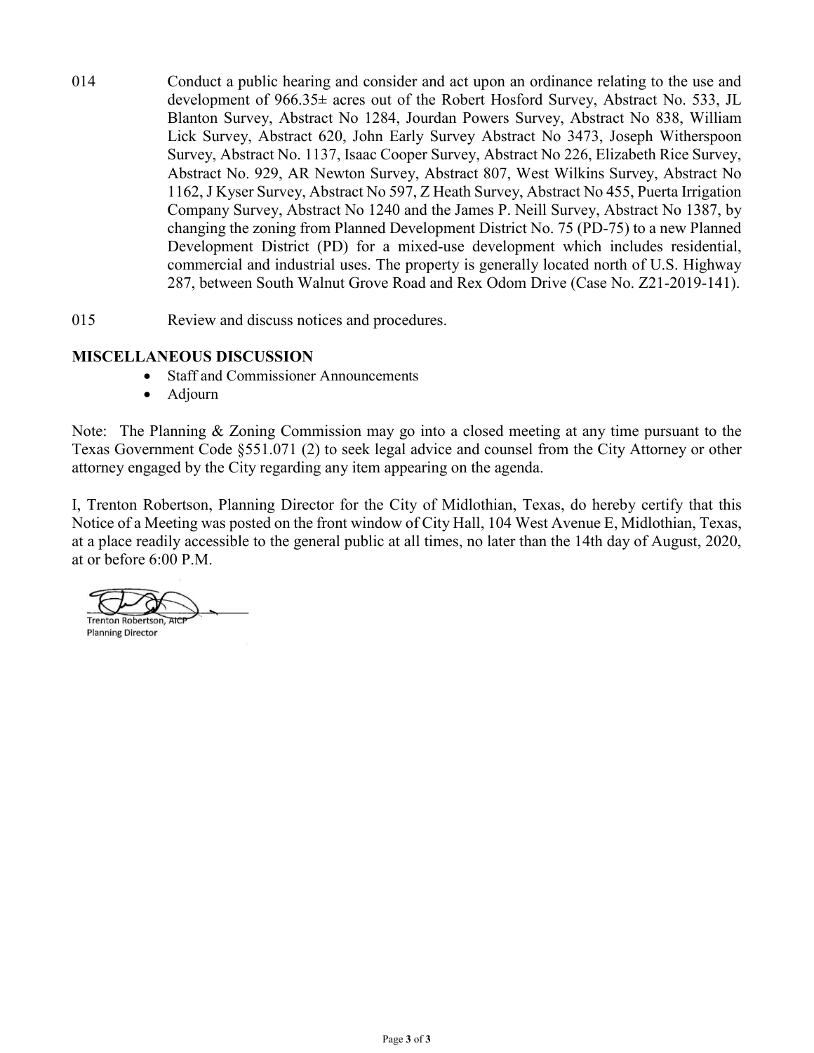014 Conduct a public hearing and consider and act upon an ordinance relating to the use and development of 966.35± acres out of the Robert Hosford Survey, Abstract No. 533, JL Blanton Survey, Abstract No 1284, Jourdan Powers Survey, Abstract No 838, William Lick Survey, Abstract 620, John Early Survey Abstract No 3473, Joseph Witherspoon Survey, Abstract No. 1137, Isaac Cooper Survey, Abstract No 226, Elizabeth Rice Survey, Abstract No. 929, AR Newton Survey, Abstract 807, West Wilkins Survey, Abstract No 1162, J Kyser Survey, Abstract No 597, Z Heath Survey, Abstract No 455, Puerta Irrigation Company Survey, Abstract No 1240 and the James P. Neill Survey, Abstract No 1387, by changing the zoning from Planned Development District No. 75 (PD-75) to a new Planned Development District (PD) for a mixed-use development which includes residential, commercial and industrial uses. The property is generally located north of U.S. Highway 287, between South Walnut Grove Road and Rex Odom Drive (Case No. Z21-2019-141).

015 Review and discuss notices and procedures.

**MISCELLANEOUS DISCUSSION**

- Staff and Commissioner Announcements
- Adjourn

Note: The Planning & Zoning Commission may go into a closed meeting at any time pursuant to the Texas Government Code §551.071 (2) to seek legal advice and counsel from the City Attorney or other attorney engaged by the City regarding any item appearing on the agenda.

I, Trenton Robertson, Planning Director for the City of Midlothian, Texas, do hereby certify that this Notice of a Meeting was posted on the front window of City Hall, 104 West Avenue E, Midlothian, Texas, at a place readily accessible to the general public at all times, no later than the 14th day of August, 2020, at or before 6:00 P.M.

Trenton Robertson, AICP
Planning Director